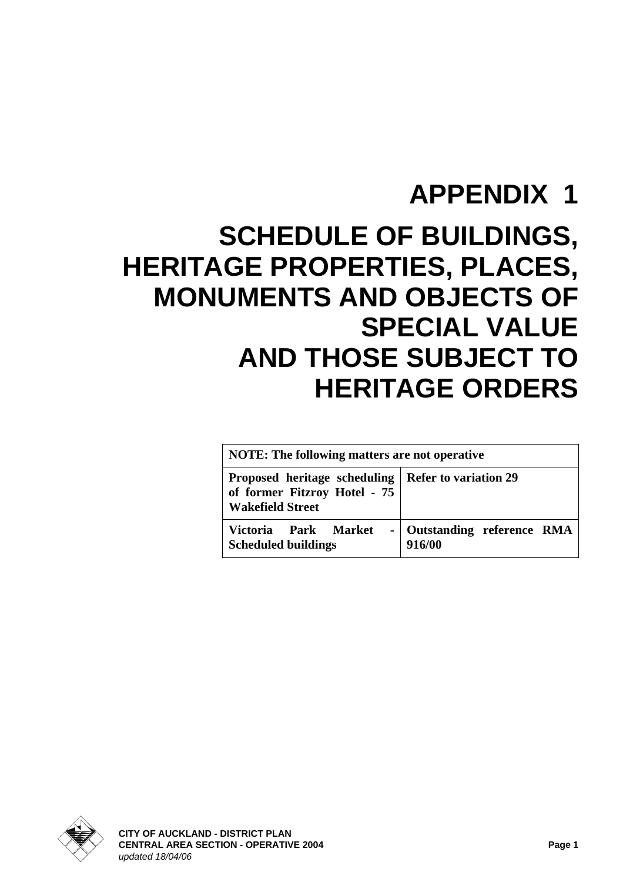# APPENDIX 1

# SCHEDULE OF BUILDINGS, HERITAGE PROPERTIES, PLACES, MONUMENTS AND OBJECTS OF SPECIAL VALUE AND THOSE SUBJECT TO HERITAGE ORDERS

| **NOTE: The following matters are not operative** | |
|---|---|
| **Proposed heritage scheduling of former Fitzroy Hotel - 75 Wakefield Street** | **Refer to variation 29** |
| **Victoria Park Market - Scheduled buildings** | **Outstanding reference RMA 916/00** |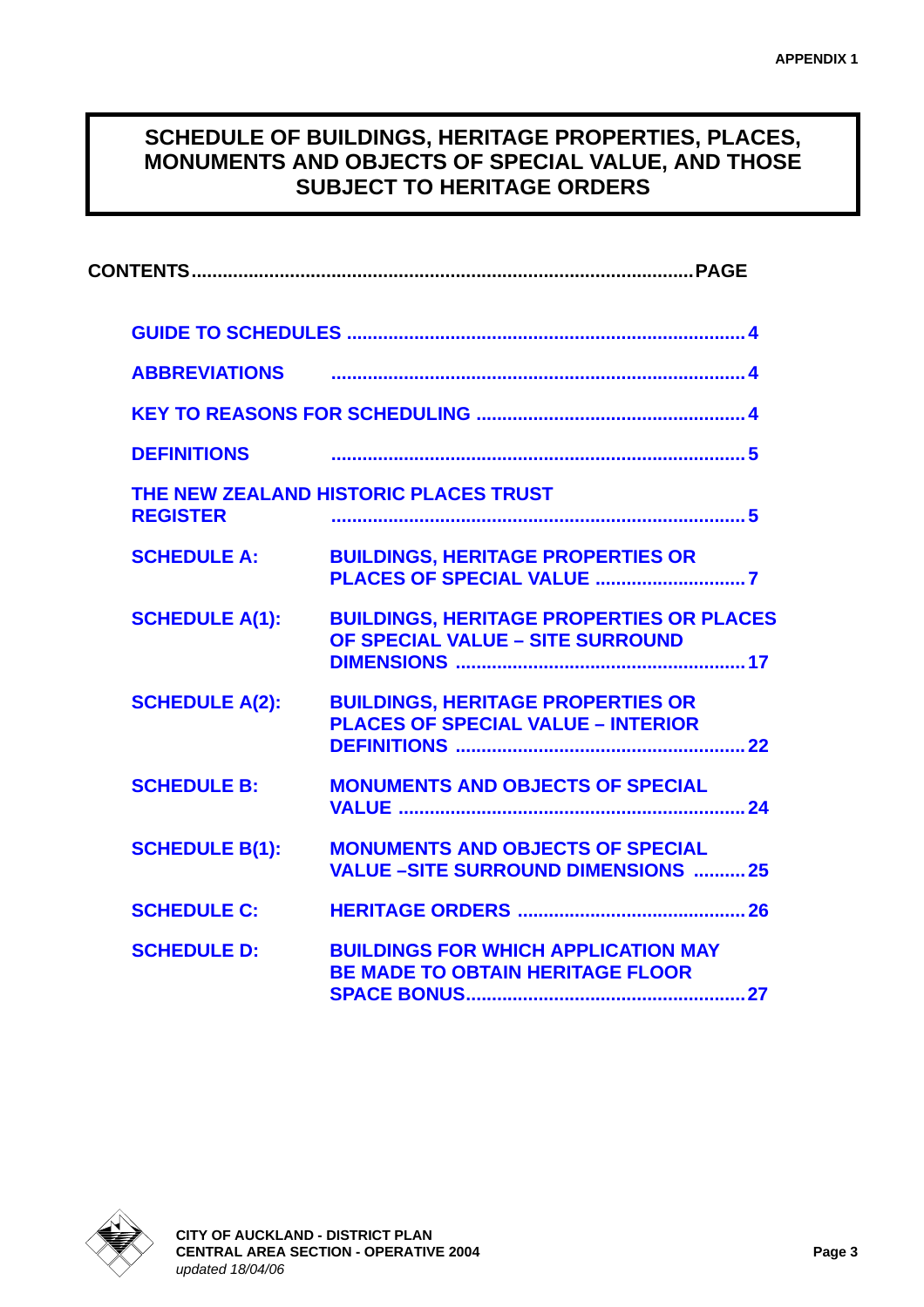# SCHEDULE OF BUILDINGS, HERITAGE PROPERTIES, PLACES, MONUMENTS AND OBJECTS OF SPECIAL VALUE, AND THOSE SUBJECT TO HERITAGE ORDERS

**CONTENTS........................................................................................................PAGE**

| | | |
|---|---|---|
| **GUIDE TO SCHEDULES** | | **4** |
| **ABBREVIATIONS** | | **4** |
| **KEY TO REASONS FOR SCHEDULING** | | **4** |
| **DEFINITIONS** | | **5** |
| **THE NEW ZEALAND HISTORIC PLACES TRUST REGISTER** | | **5** |
| **SCHEDULE A:** | **BUILDINGS, HERITAGE PROPERTIES OR PLACES OF SPECIAL VALUE** | **7** |
| **SCHEDULE A(1):** | **BUILDINGS, HERITAGE PROPERTIES OR PLACES OF SPECIAL VALUE – SITE SURROUND DIMENSIONS** | **17** |
| **SCHEDULE A(2):** | **BUILDINGS, HERITAGE PROPERTIES OR PLACES OF SPECIAL VALUE – INTERIOR DEFINITIONS** | **22** |
| **SCHEDULE B:** | **MONUMENTS AND OBJECTS OF SPECIAL VALUE** | **24** |
| **SCHEDULE B(1):** | **MONUMENTS AND OBJECTS OF SPECIAL VALUE –SITE SURROUND DIMENSIONS** | **25** |
| **SCHEDULE C:** | **HERITAGE ORDERS** | **26** |
| **SCHEDULE D:** | **BUILDINGS FOR WHICH APPLICATION MAY BE MADE TO OBTAIN HERITAGE FLOOR SPACE BONUS** | **27** |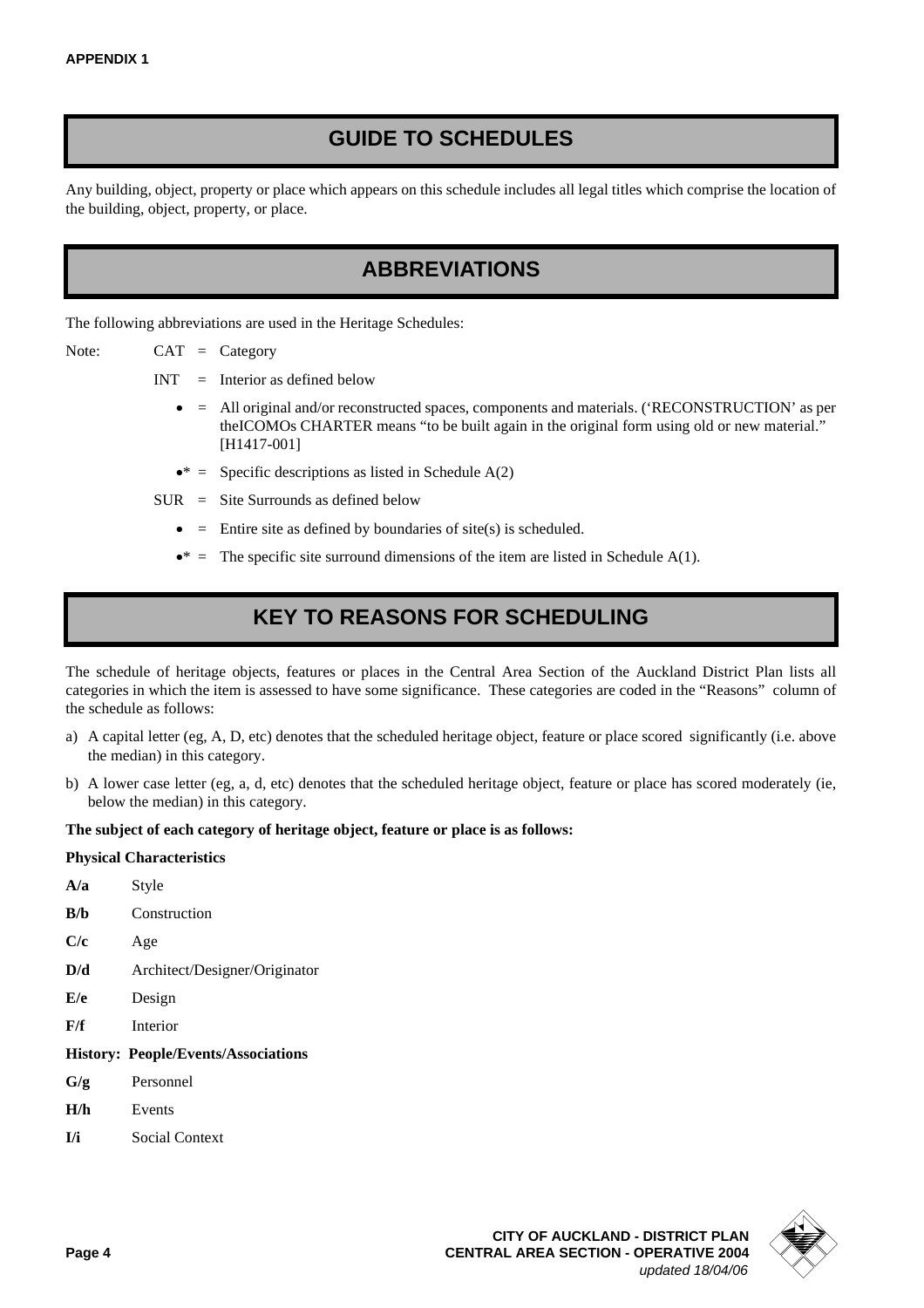APPENDIX 1

## GUIDE TO SCHEDULES

Any building, object, property or place which appears on this schedule includes all legal titles which comprise the location of the building, object, property, or place.

## ABBREVIATIONS

The following abbreviations are used in the Heritage Schedules:

Note: CAT = Category

INT = Interior as defined below

- • = All original and/or reconstructed spaces, components and materials. ('RECONSTRUCTION' as per theICOMOs CHARTER means "to be built again in the original form using old or new material." [H1417-001]
- •* = Specific descriptions as listed in Schedule A(2)

SUR = Site Surrounds as defined below

- • = Entire site as defined by boundaries of site(s) is scheduled.
- •* = The specific site surround dimensions of the item are listed in Schedule A(1).

## KEY TO REASONS FOR SCHEDULING

The schedule of heritage objects, features or places in the Central Area Section of the Auckland District Plan lists all categories in which the item is assessed to have some significance. These categories are coded in the "Reasons" column of the schedule as follows:

a) A capital letter (eg, A, D, etc) denotes that the scheduled heritage object, feature or place scored significantly (i.e. above the median) in this category.

b) A lower case letter (eg, a, d, etc) denotes that the scheduled heritage object, feature or place has scored moderately (ie, below the median) in this category.

**The subject of each category of heritage object, feature or place is as follows:**

**Physical Characteristics**

**A/a** Style

**B/b** Construction

**C/c** Age

**D/d** Architect/Designer/Originator

**E/e** Design

**F/f** Interior

**History: People/Events/Associations**

**G/g** Personnel

**H/h** Events

**I/i** Social Context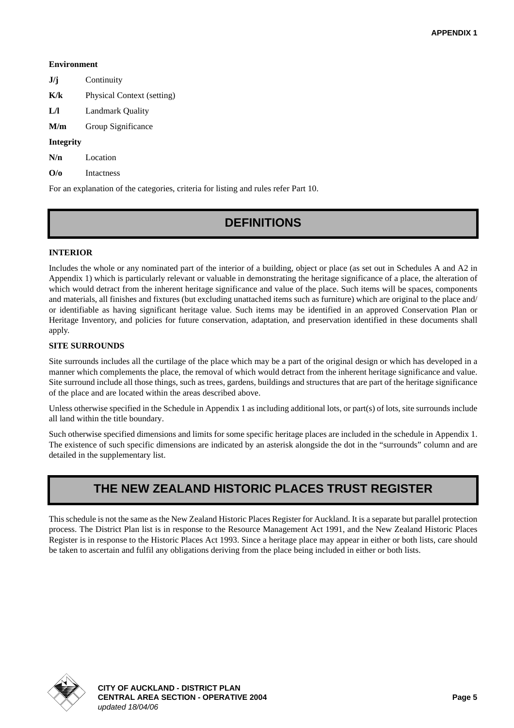**Environment**

**J/j** Continuity

**K/k** Physical Context (setting)

**L/l** Landmark Quality

**M/m** Group Significance

**Integrity**

**N/n** Location

**O/o** Intactness

For an explanation of the categories, criteria for listing and rules refer Part 10.

## DEFINITIONS

**INTERIOR**

Includes the whole or any nominated part of the interior of a building, object or place (as set out in Schedules A and A2 in Appendix 1) which is particularly relevant or valuable in demonstrating the heritage significance of a place, the alteration of which would detract from the inherent heritage significance and value of the place. Such items will be spaces, components and materials, all finishes and fixtures (but excluding unattached items such as furniture) which are original to the place and/ or identifiable as having significant heritage value. Such items may be identified in an approved Conservation Plan or Heritage Inventory, and policies for future conservation, adaptation, and preservation identified in these documents shall apply.

**SITE SURROUNDS**

Site surrounds includes all the curtilage of the place which may be a part of the original design or which has developed in a manner which complements the place, the removal of which would detract from the inherent heritage significance and value. Site surround include all those things, such as trees, gardens, buildings and structures that are part of the heritage significance of the place and are located within the areas described above.

Unless otherwise specified in the Schedule in Appendix 1 as including additional lots, or part(s) of lots, site surrounds include all land within the title boundary.

Such otherwise specified dimensions and limits for some specific heritage places are included in the schedule in Appendix 1. The existence of such specific dimensions are indicated by an asterisk alongside the dot in the "surrounds" column and are detailed in the supplementary list.

## THE NEW ZEALAND HISTORIC PLACES TRUST REGISTER

This schedule is not the same as the New Zealand Historic Places Register for Auckland. It is a separate but parallel protection process. The District Plan list is in response to the Resource Management Act 1991, and the New Zealand Historic Places Register is in response to the Historic Places Act 1993. Since a heritage place may appear in either or both lists, care should be taken to ascertain and fulfil any obligations deriving from the place being included in either or both lists.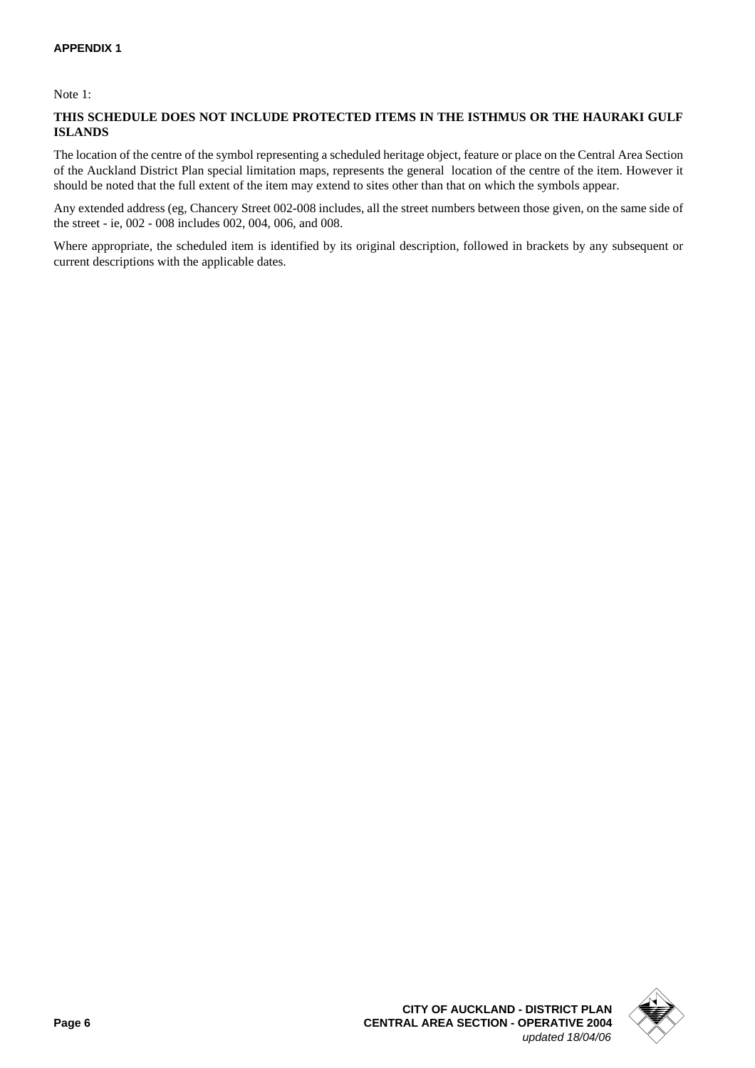Note 1:

**THIS SCHEDULE DOES NOT INCLUDE PROTECTED ITEMS IN THE ISTHMUS OR THE HAURAKI GULF ISLANDS**

The location of the centre of the symbol representing a scheduled heritage object, feature or place on the Central Area Section of the Auckland District Plan special limitation maps, represents the general location of the centre of the item. However it should be noted that the full extent of the item may extend to sites other than that on which the symbols appear.

Any extended address (eg, Chancery Street 002-008 includes, all the street numbers between those given, on the same side of the street - ie, 002 - 008 includes 002, 004, 006, and 008.

Where appropriate, the scheduled item is identified by its original description, followed in brackets by any subsequent or current descriptions with the applicable dates.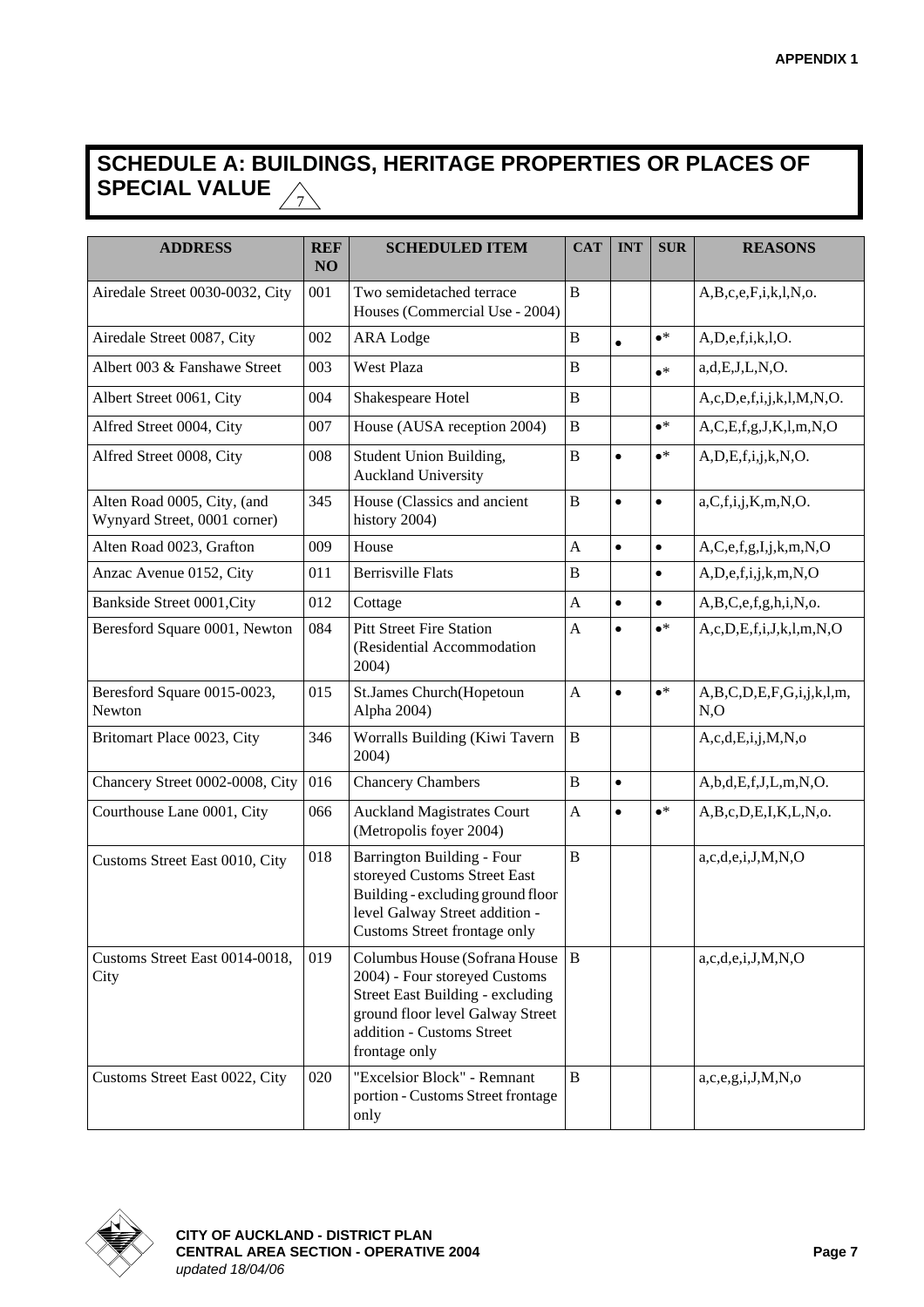APPENDIX 1

# SCHEDULE A: BUILDINGS, HERITAGE PROPERTIES OR PLACES OF SPECIAL VALUE 7

| ADDRESS | REF NO | SCHEDULED ITEM | CAT | INT | SUR | REASONS |
|---|---|---|---|---|---|---|
| Airedale Street 0030-0032, City | 001 | Two semidetached terrace Houses (Commercial Use - 2004) | B | | | A,B,c,e,F,i,k,l,N,o. |
| Airedale Street 0087, City | 002 | ARA Lodge | B | • | •* | A,D,e,f,i,k,l,O. |
| Albert 003 & Fanshawe Street | 003 | West Plaza | B | | •* | a,d,E,J,L,N,O. |
| Albert Street 0061, City | 004 | Shakespeare Hotel | B | | | A,c,D,e,f,i,j,k,l,M,N,O. |
| Alfred Street 0004, City | 007 | House (AUSA reception 2004) | B | | •* | A,C,E,f,g,J,K,l,m,N,O |
| Alfred Street 0008, City | 008 | Student Union Building, Auckland University | B | • | •* | A,D,E,f,i,j,k,N,O. |
| Alten Road 0005, City, (and Wynyard Street, 0001 corner) | 345 | House (Classics and ancient history 2004) | B | • | • | a,C,f,i,j,K,m,N,O. |
| Alten Road 0023, Grafton | 009 | House | A | • | • | A,C,e,f,g,I,j,k,m,N,O |
| Anzac Avenue 0152, City | 011 | Berrisville Flats | B | | • | A,D,e,f,i,j,k,m,N,O |
| Bankside Street 0001,City | 012 | Cottage | A | • | • | A,B,C,e,f,g,h,i,N,o. |
| Beresford Square 0001, Newton | 084 | Pitt Street Fire Station (Residential Accommodation 2004) | A | • | •* | A,c,D,E,f,i,J,k,l,m,N,O |
| Beresford Square 0015-0023, Newton | 015 | St.James Church(Hopetoun Alpha 2004) | A | • | •* | A,B,C,D,E,F,G,i,j,k,l,m, N,O |
| Britomart Place 0023, City | 346 | Worralls Building (Kiwi Tavern 2004) | B | | | A,c,d,E,i,j,M,N,o |
| Chancery Street 0002-0008, City | 016 | Chancery Chambers | B | • | | A,b,d,E,f,J,L,m,N,O. |
| Courthouse Lane 0001, City | 066 | Auckland Magistrates Court (Metropolis foyer 2004) | A | • | •* | A,B,c,D,E,I,K,L,N,o. |
| Customs Street East 0010, City | 018 | Barrington Building - Four storeyed Customs Street East Building - excluding ground floor level Galway Street addition - Customs Street frontage only | B | | | a,c,d,e,i,J,M,N,O |
| Customs Street East 0014-0018, City | 019 | Columbus House (Sofrana House 2004) - Four storeyed Customs Street East Building - excluding ground floor level Galway Street addition - Customs Street frontage only | B | | | a,c,d,e,i,J,M,N,O |
| Customs Street East 0022, City | 020 | "Excelsior Block" - Remnant portion - Customs Street frontage only | B | | | a,c,e,g,i,J,M,N,o |

**CITY OF AUCKLAND - DISTRICT PLAN**
**CENTRAL AREA SECTION - OPERATIVE 2004**
*updated 18/04/06*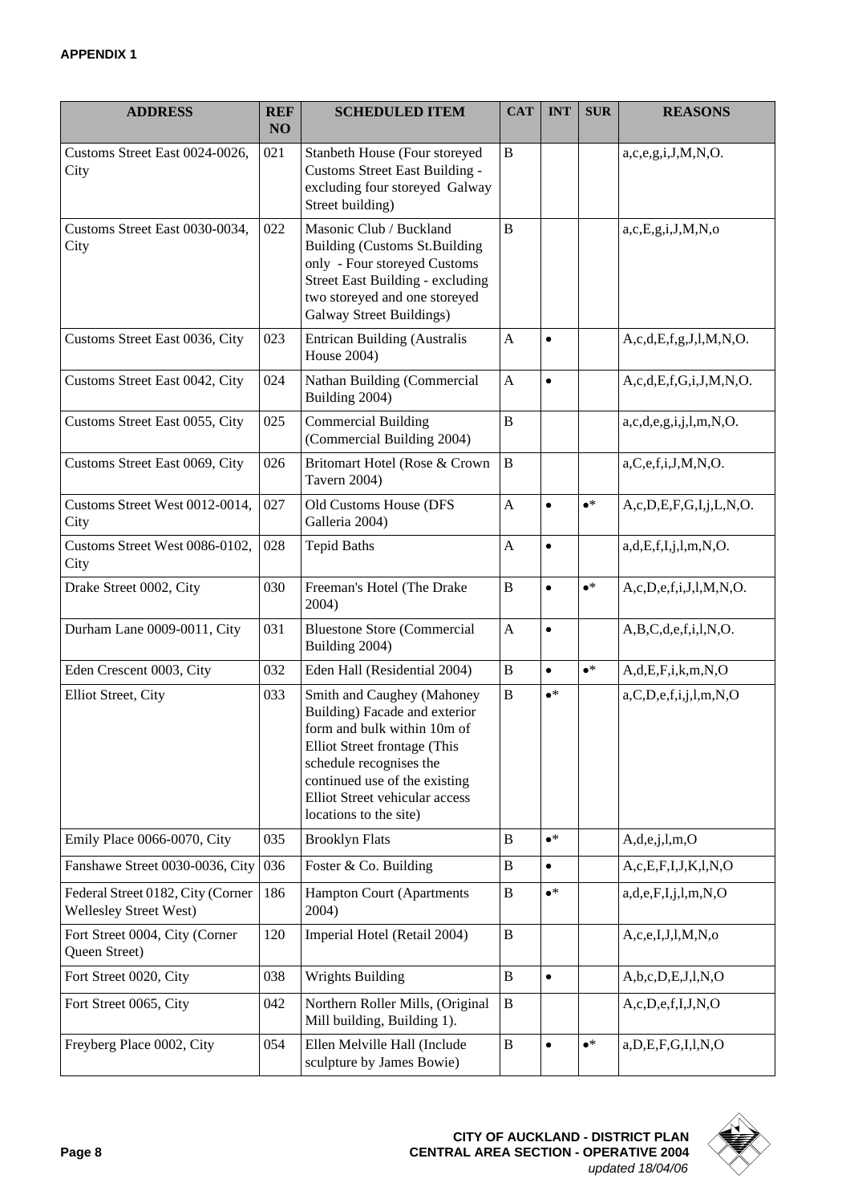**APPENDIX 1**

| ADDRESS | REF NO | SCHEDULED ITEM | CAT | INT | SUR | REASONS |
|---|---|---|---|---|---|---|
| Customs Street East 0024-0026, City | 021 | Stanbeth House (Four storeyed Customs Street East Building - excluding four storeyed Galway Street building) | B | | | a,c,e,g,i,J,M,N,O. |
| Customs Street East 0030-0034, City | 022 | Masonic Club / Buckland Building (Customs St.Building only - Four storeyed Customs Street East Building - excluding two storeyed and one storeyed Galway Street Buildings) | B | | | a,c,E,g,i,J,M,N,o |
| Customs Street East 0036, City | 023 | Entrican Building (Australis House 2004) | A | • | | A,c,d,E,f,g,J,l,M,N,O. |
| Customs Street East 0042, City | 024 | Nathan Building (Commercial Building 2004) | A | • | | A,c,d,E,f,G,i,J,M,N,O. |
| Customs Street East 0055, City | 025 | Commercial Building (Commercial Building 2004) | B | | | a,c,d,e,g,i,j,l,m,N,O. |
| Customs Street East 0069, City | 026 | Britomart Hotel (Rose & Crown Tavern 2004) | B | | | a,C,e,f,i,J,M,N,O. |
| Customs Street West 0012-0014, City | 027 | Old Customs House (DFS Galleria 2004) | A | • | •* | A,c,D,E,F,G,I,j,L,N,O. |
| Customs Street West 0086-0102, City | 028 | Tepid Baths | A | • | | a,d,E,f,I,j,l,m,N,O. |
| Drake Street 0002, City | 030 | Freeman's Hotel (The Drake 2004) | B | • | •* | A,c,D,e,f,i,J,l,M,N,O. |
| Durham Lane 0009-0011, City | 031 | Bluestone Store (Commercial Building 2004) | A | • | | A,B,C,d,e,f,i,l,N,O. |
| Eden Crescent 0003, City | 032 | Eden Hall (Residential 2004) | B | • | •* | A,d,E,F,i,k,m,N,O |
| Elliot Street, City | 033 | Smith and Caughey (Mahoney Building) Facade and exterior form and bulk within 10m of Elliot Street frontage (This schedule recognises the continued use of the existing Elliot Street vehicular access locations to the site) | B | •* | | a,C,D,e,f,i,j,l,m,N,O |
| Emily Place 0066-0070, City | 035 | Brooklyn Flats | B | •* | | A,d,e,j,l,m,O |
| Fanshawe Street 0030-0036, City | 036 | Foster & Co. Building | B | • | | A,c,E,F,I,J,K,l,N,O |
| Federal Street 0182, City (Corner Wellesley Street West) | 186 | Hampton Court (Apartments 2004) | B | •* | | a,d,e,F,I,j,l,m,N,O |
| Fort Street 0004, City (Corner Queen Street) | 120 | Imperial Hotel (Retail 2004) | B | | | A,c,e,I,J,l,M,N,o |
| Fort Street 0020, City | 038 | Wrights Building | B | • | | A,b,c,D,E,J,l,N,O |
| Fort Street 0065, City | 042 | Northern Roller Mills, (Original Mill building, Building 1). | B | | | A,c,D,e,f,I,J,N,O |
| Freyberg Place 0002, City | 054 | Ellen Melville Hall (Include sculpture by James Bowie) | B | • | •* | a,D,E,F,G,I,l,N,O |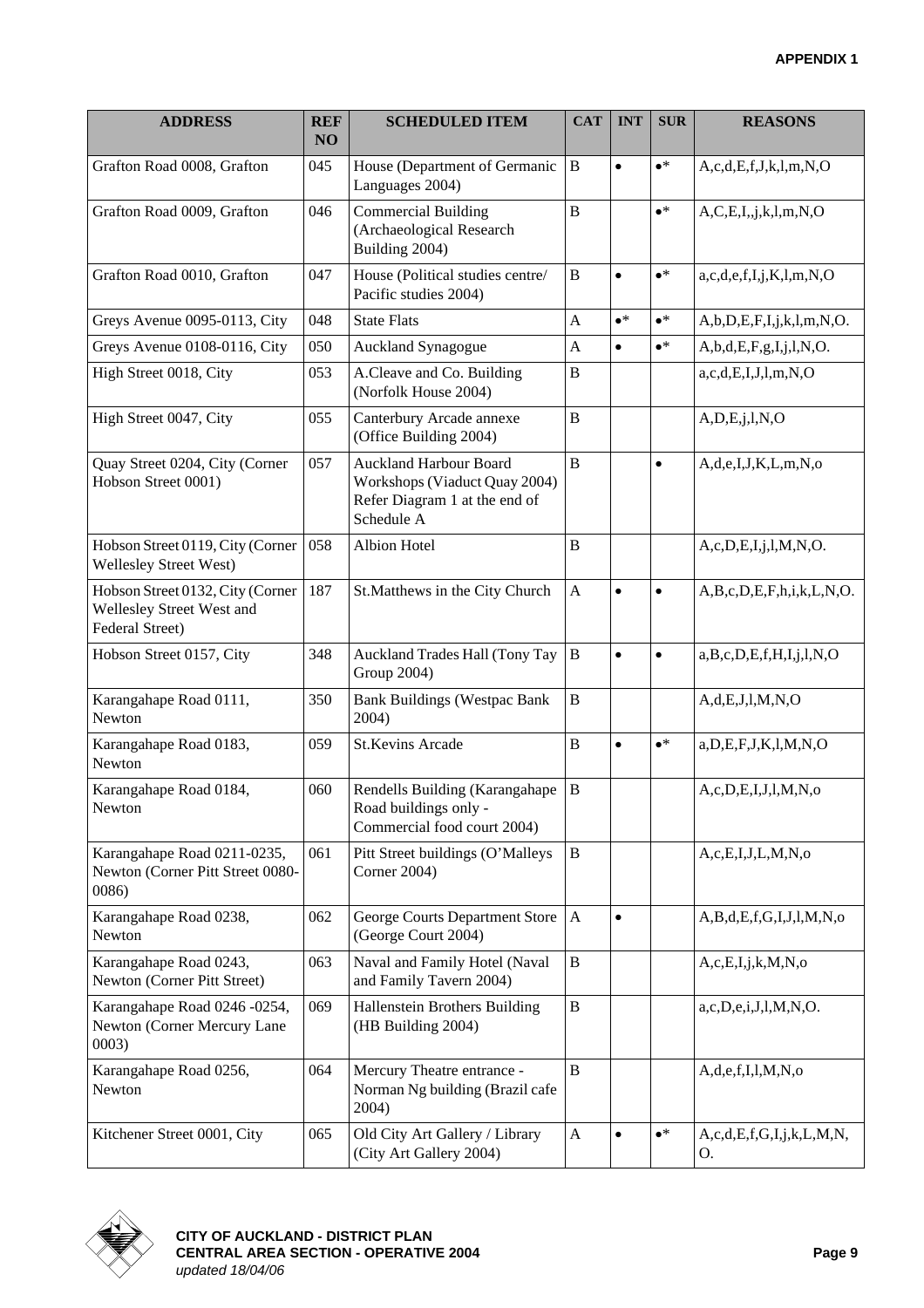**APPENDIX 1**

| ADDRESS | REF NO | SCHEDULED ITEM | CAT | INT | SUR | REASONS |
|---|---|---|---|---|---|---|
| Grafton Road 0008, Grafton | 045 | House (Department of Germanic Languages 2004) | B | • | •* | A,c,d,E,f,J,k,l,m,N,O |
| Grafton Road 0009, Grafton | 046 | Commercial Building (Archaeological Research Building 2004) | B | | •* | A,C,E,I,,j,k,l,m,N,O |
| Grafton Road 0010, Grafton | 047 | House (Political studies centre/ Pacific studies 2004) | B | • | •* | a,c,d,e,f,I,j,K,l,m,N,O |
| Greys Avenue 0095-0113, City | 048 | State Flats | A | •* | •* | A,b,D,E,F,I,j,k,l,m,N,O. |
| Greys Avenue 0108-0116, City | 050 | Auckland Synagogue | A | • | •* | A,b,d,E,F,g,I,j,l,N,O. |
| High Street 0018, City | 053 | A.Cleave and Co. Building (Norfolk House 2004) | B | | | a,c,d,E,I,J,l,m,N,O |
| High Street 0047, City | 055 | Canterbury Arcade annexe (Office Building 2004) | B | | | A,D,E,j,l,N,O |
| Quay Street 0204, City (Corner Hobson Street 0001) | 057 | Auckland Harbour Board Workshops (Viaduct Quay 2004) Refer Diagram 1 at the end of Schedule A | B | | • | A,d,e,I,J,K,L,m,N,o |
| Hobson Street 0119, City (Corner Wellesley Street West) | 058 | Albion Hotel | B | | | A,c,D,E,I,j,l,M,N,O. |
| Hobson Street 0132, City (Corner Wellesley Street West and Federal Street) | 187 | St.Matthews in the City Church | A | • | • | A,B,c,D,E,F,h,i,k,L,N,O. |
| Hobson Street 0157, City | 348 | Auckland Trades Hall (Tony Tay Group 2004) | B | • | • | a,B,c,D,E,f,H,I,j,l,N,O |
| Karangahape Road 0111, Newton | 350 | Bank Buildings (Westpac Bank 2004) | B | | | A,d,E,J,l,M,N,O |
| Karangahape Road 0183, Newton | 059 | St.Kevins Arcade | B | • | •* | a,D,E,F,J,K,l,M,N,O |
| Karangahape Road 0184, Newton | 060 | Rendells Building (Karangahape Road buildings only - Commercial food court 2004) | B | | | A,c,D,E,I,J,l,M,N,o |
| Karangahape Road 0211-0235, Newton (Corner Pitt Street 0080-0086) | 061 | Pitt Street buildings (O'Malleys Corner 2004) | B | | | A,c,E,I,J,L,M,N,o |
| Karangahape Road 0238, Newton | 062 | George Courts Department Store (George Court 2004) | A | • | | A,B,d,E,f,G,I,J,l,M,N,o |
| Karangahape Road 0243, Newton (Corner Pitt Street) | 063 | Naval and Family Hotel (Naval and Family Tavern 2004) | B | | | A,c,E,I,j,k,M,N,o |
| Karangahape Road 0246 -0254, Newton (Corner Mercury Lane 0003) | 069 | Hallenstein Brothers Building (HB Building 2004) | B | | | a,c,D,e,i,J,l,M,N,O. |
| Karangahape Road 0256, Newton | 064 | Mercury Theatre entrance - Norman Ng building (Brazil cafe 2004) | B | | | A,d,e,f,I,l,M,N,o |
| Kitchener Street 0001, City | 065 | Old City Art Gallery / Library (City Art Gallery 2004) | A | • | •* | A,c,d,E,f,G,I,j,k,L,M,N, O. |

**CITY OF AUCKLAND - DISTRICT PLAN**
**CENTRAL AREA SECTION - OPERATIVE 2004**
*updated 18/04/06*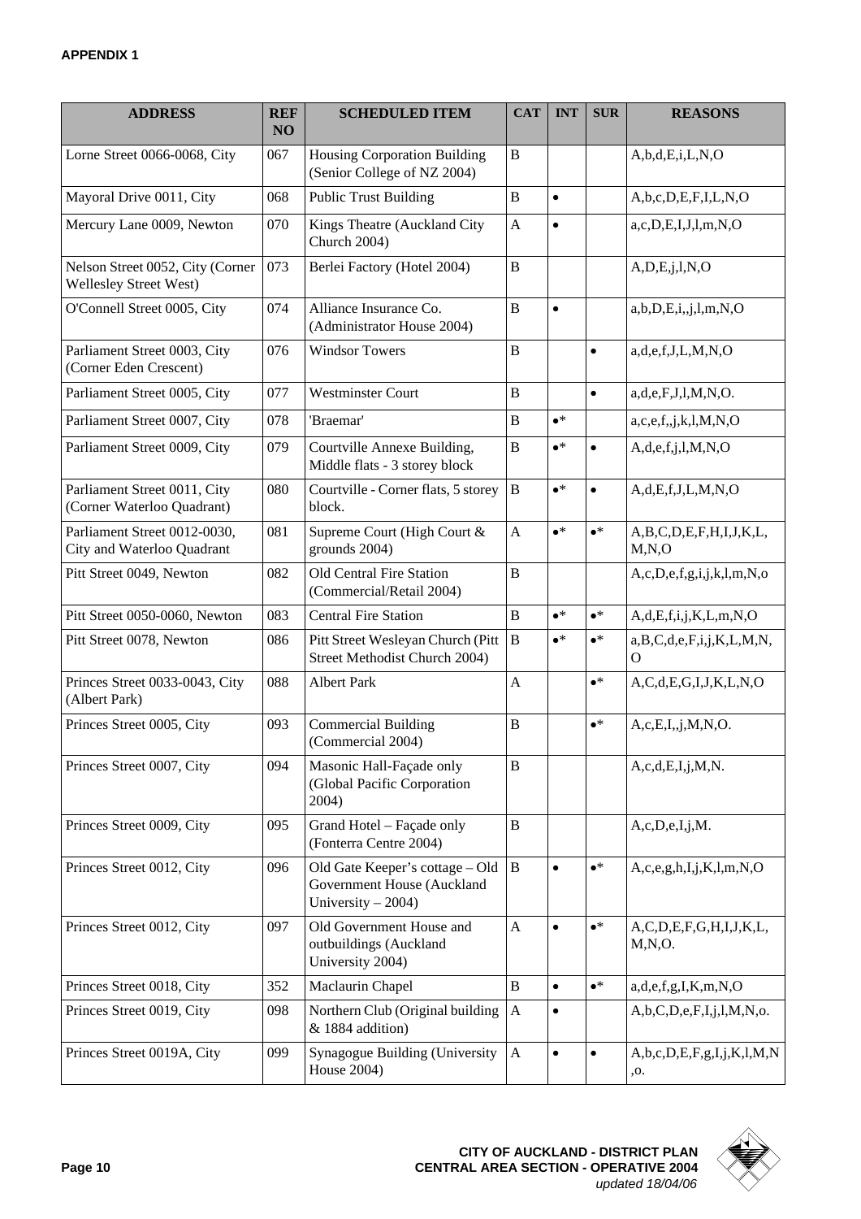**APPENDIX 1**

| ADDRESS | REF NO | SCHEDULED ITEM | CAT | INT | SUR | REASONS |
|---|---|---|---|---|---|---|
| Lorne Street 0066-0068, City | 067 | Housing Corporation Building (Senior College of NZ 2004) | B | | | A,b,d,E,i,L,N,O |
| Mayoral Drive 0011, City | 068 | Public Trust Building | B | • | | A,b,c,D,E,F,I,L,N,O |
| Mercury Lane 0009, Newton | 070 | Kings Theatre (Auckland City Church 2004) | A | • | | a,c,D,E,I,J,l,m,N,O |
| Nelson Street 0052, City (Corner Wellesley Street West) | 073 | Berlei Factory (Hotel 2004) | B | | | A,D,E,j,l,N,O |
| O'Connell Street 0005, City | 074 | Alliance Insurance Co. (Administrator House 2004) | B | • | | a,b,D,E,i,,j,l,m,N,O |
| Parliament Street 0003, City (Corner Eden Crescent) | 076 | Windsor Towers | B | | • | a,d,e,f,J,L,M,N,O |
| Parliament Street 0005, City | 077 | Westminster Court | B | | • | a,d,e,F,J,l,M,N,O. |
| Parliament Street 0007, City | 078 | 'Braemar' | B | •* | | a,c,e,f,,j,k,l,M,N,O |
| Parliament Street 0009, City | 079 | Courtville Annexe Building, Middle flats - 3 storey block | B | •* | • | A,d,e,f,j,l,M,N,O |
| Parliament Street 0011, City (Corner Waterloo Quadrant) | 080 | Courtville - Corner flats, 5 storey block. | B | •* | • | A,d,E,f,J,L,M,N,O |
| Parliament Street 0012-0030, City and Waterloo Quadrant | 081 | Supreme Court (High Court & grounds 2004) | A | •* | •* | A,B,C,D,E,F,H,I,J,K,L, M,N,O |
| Pitt Street 0049, Newton | 082 | Old Central Fire Station (Commercial/Retail 2004) | B | | | A,c,D,e,f,g,i,j,k,l,m,N,o |
| Pitt Street 0050-0060, Newton | 083 | Central Fire Station | B | •* | •* | A,d,E,f,i,j,K,L,m,N,O |
| Pitt Street 0078, Newton | 086 | Pitt Street Wesleyan Church (Pitt Street Methodist Church 2004) | B | •* | •* | a,B,C,d,e,F,i,j,K,L,M,N, O |
| Princes Street 0033-0043, City (Albert Park) | 088 | Albert Park | A | | •* | A,C,d,E,G,I,J,K,L,N,O |
| Princes Street 0005, City | 093 | Commercial Building (Commercial 2004) | B | | •* | A,c,E,I,,j,M,N,O. |
| Princes Street 0007, City | 094 | Masonic Hall-Façade only (Global Pacific Corporation 2004) | B | | | A,c,d,E,I,j,M,N. |
| Princes Street 0009, City | 095 | Grand Hotel – Façade only (Fonterra Centre 2004) | B | | | A,c,D,e,I,j,M. |
| Princes Street 0012, City | 096 | Old Gate Keeper's cottage – Old Government House (Auckland University – 2004) | B | • | •* | A,c,e,g,h,I,j,K,l,m,N,O |
| Princes Street 0012, City | 097 | Old Government House and outbuildings (Auckland University 2004) | A | • | •* | A,C,D,E,F,G,H,I,J,K,L, M,N,O. |
| Princes Street 0018, City | 352 | Maclaurin Chapel | B | • | •* | a,d,e,f,g,I,K,m,N,O |
| Princes Street 0019, City | 098 | Northern Club (Original building & 1884 addition) | A | • | | A,b,C,D,e,F,I,j,l,M,N,o. |
| Princes Street 0019A, City | 099 | Synagogue Building (University House 2004) | A | • | • | A,b,c,D,E,F,g,I,j,K,l,M,N ,o. |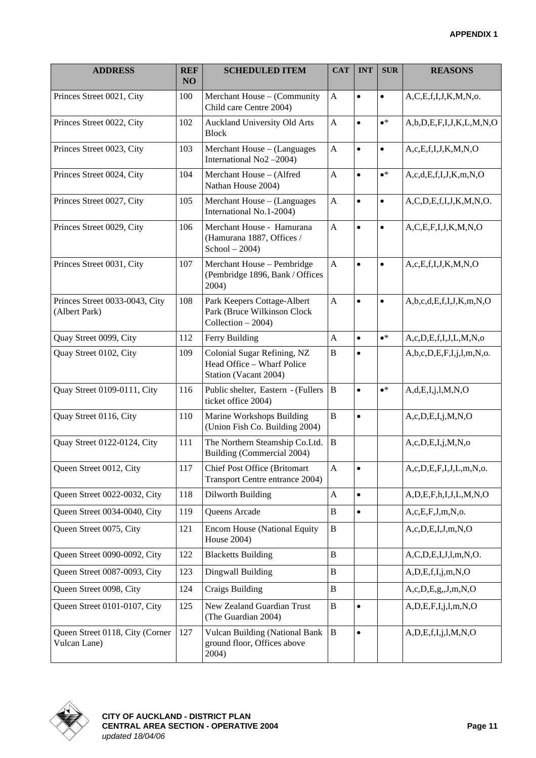**APPENDIX 1**

| ADDRESS | REF NO | SCHEDULED ITEM | CAT | INT | SUR | REASONS |
|---|---|---|---|---|---|---|
| Princes Street 0021, City | 100 | Merchant House – (Community Child care Centre 2004) | A | • | • | A,C,E,f,I,J,K,M,N,o. |
| Princes Street 0022, City | 102 | Auckland University Old Arts Block | A | • | •* | A,b,D,E,F,I,J,K,L,M,N,O |
| Princes Street 0023, City | 103 | Merchant House – (Languages International No2 –2004) | A | • | • | A,c,E,f,I,J,K,M,N,O |
| Princes Street 0024, City | 104 | Merchant House – (Alfred Nathan House 2004) | A | • | •* | A,c,d,E,f,I,J,K,m,N,O |
| Princes Street 0027, City | 105 | Merchant House – (Languages International No.1-2004) | A | • | • | A,C,D,E,f,I,J,K,M,N,O. |
| Princes Street 0029, City | 106 | Merchant House - Hamurana (Hamurana 1887, Offices / School – 2004) | A | • | • | A,C,E,F,I,J,K,M,N,O |
| Princes Street 0031, City | 107 | Merchant House – Pembridge (Pembridge 1896, Bank / Offices 2004) | A | • | • | A,c,E,f,I,J,K,M,N,O |
| Princes Street 0033-0043, City (Albert Park) | 108 | Park Keepers Cottage-Albert Park (Bruce Wilkinson Clock Collection – 2004) | A | • | • | A,b,c,d,E,f,I,J,K,m,N,O |
| Quay Street 0099, City | 112 | Ferry Building | A | • | •* | A,c,D,E,f,I,J,L,M,N,o |
| Quay Street 0102, City | 109 | Colonial Sugar Refining, NZ Head Office – Wharf Police Station (Vacant 2004) | B | • | | A,b,c,D,E,F,I,j,l,m,N,o. |
| Quay Street 0109-0111, City | 116 | Public shelter, Eastern - (Fullers ticket office 2004) | B | • | •* | A,d,E,I,j,l,M,N,O |
| Quay Street 0116, City | 110 | Marine Workshops Building (Union Fish Co. Building 2004) | B | • | | A,c,D,E,I,j,M,N,O |
| Quay Street 0122-0124, City | 111 | The Northern Steamship Co.Ltd. Building (Commercial 2004) | B | | | A,c,D,E,I,j,M,N,o |
| Queen Street 0012, City | 117 | Chief Post Office (Britomart Transport Centre entrance 2004) | A | • | | A,c,D,E,F,I,J,L,m,N,o. |
| Queen Street 0022-0032, City | 118 | Dilworth Building | A | • | | A,D,E,F,h,I,J,L,M,N,O |
| Queen Street 0034-0040, City | 119 | Queens Arcade | B | • | | A,c,E,F,J,m,N,o. |
| Queen Street 0075, City | 121 | Encom House (National Equity House 2004) | B | | | A,c,D,E,I,J,m,N,O |
| Queen Street 0090-0092, City | 122 | Blacketts Building | B | | | A,C,D,E,I,J,l,m,N,O. |
| Queen Street 0087-0093, City | 123 | Dingwall Building | B | | | A,D,E,f,I,j,m,N,O |
| Queen Street 0098, City | 124 | Craigs Building | B | | | A,c,D,E,g,,J,m,N,O |
| Queen Street 0101-0107, City | 125 | New Zealand Guardian Trust (The Guardian 2004) | B | • | | A,D,E,F,I,j,l,m,N,O |
| Queen Street 0118, City (Corner Vulcan Lane) | 127 | Vulcan Building (National Bank ground floor, Offices above 2004) | B | • | | A,D,E,f,I,j,l,M,N,O |

**CITY OF AUCKLAND - DISTRICT PLAN**
**CENTRAL AREA SECTION - OPERATIVE 2004**
*updated 18/04/06*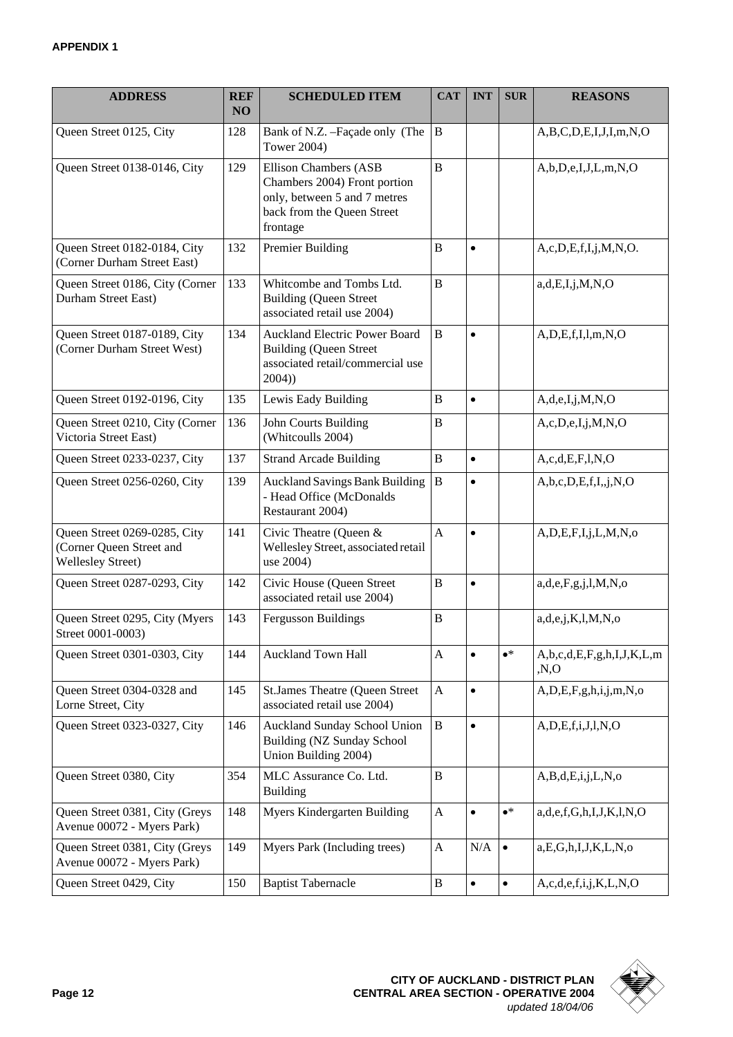**APPENDIX 1**

| ADDRESS | REF NO | SCHEDULED ITEM | CAT | INT | SUR | REASONS |
|---|---|---|---|---|---|---|
| Queen Street 0125, City | 128 | Bank of N.Z. –Façade only (The Tower 2004) | B | | | A,B,C,D,E,I,J,I,m,N,O |
| Queen Street 0138-0146, City | 129 | Ellison Chambers (ASB Chambers 2004) Front portion only, between 5 and 7 metres back from the Queen Street frontage | B | | | A,b,D,e,I,J,L,m,N,O |
| Queen Street 0182-0184, City (Corner Durham Street East) | 132 | Premier Building | B | • | | A,c,D,E,f,I,j,M,N,O. |
| Queen Street 0186, City (Corner Durham Street East) | 133 | Whitcombe and Tombs Ltd. Building (Queen Street associated retail use 2004) | B | | | a,d,E,I,j,M,N,O |
| Queen Street 0187-0189, City (Corner Durham Street West) | 134 | Auckland Electric Power Board Building (Queen Street associated retail/commercial use 2004)) | B | • | | A,D,E,f,I,l,m,N,O |
| Queen Street 0192-0196, City | 135 | Lewis Eady Building | B | • | | A,d,e,I,j,M,N,O |
| Queen Street 0210, City (Corner Victoria Street East) | 136 | John Courts Building (Whitcoulls 2004) | B | | | A,c,D,e,I,j,M,N,O |
| Queen Street 0233-0237, City | 137 | Strand Arcade Building | B | • | | A,c,d,E,F,l,N,O |
| Queen Street 0256-0260, City | 139 | Auckland Savings Bank Building - Head Office (McDonalds Restaurant 2004) | B | • | | A,b,c,D,E,f,I,,j,N,O |
| Queen Street 0269-0285, City (Corner Queen Street and Wellesley Street) | 141 | Civic Theatre (Queen & Wellesley Street, associated retail use 2004) | A | • | | A,D,E,F,I,j,L,M,N,o |
| Queen Street 0287-0293, City | 142 | Civic House (Queen Street associated retail use 2004) | B | • | | a,d,e,F,g,j,l,M,N,o |
| Queen Street 0295, City (Myers Street 0001-0003) | 143 | Fergusson Buildings | B | | | a,d,e,j,K,l,M,N,o |
| Queen Street 0301-0303, City | 144 | Auckland Town Hall | A | • | •* | A,b,c,d,E,F,g,h,I,J,K,L,m,N,O |
| Queen Street 0304-0328 and Lorne Street, City | 145 | St.James Theatre (Queen Street associated retail use 2004) | A | • | | A,D,E,F,g,h,i,j,m,N,o |
| Queen Street 0323-0327, City | 146 | Auckland Sunday School Union Building (NZ Sunday School Union Building 2004) | B | • | | A,D,E,f,i,J,l,N,O |
| Queen Street 0380, City | 354 | MLC Assurance Co. Ltd. Building | B | | | A,B,d,E,i,j,L,N,o |
| Queen Street 0381, City (Greys Avenue 00072 - Myers Park) | 148 | Myers Kindergarten Building | A | • | •* | a,d,e,f,G,h,I,J,K,l,N,O |
| Queen Street 0381, City (Greys Avenue 00072 - Myers Park) | 149 | Myers Park (Including trees) | A | N/A | • | a,E,G,h,I,J,K,L,N,o |
| Queen Street 0429, City | 150 | Baptist Tabernacle | B | • | • | A,c,d,e,f,i,j,K,L,N,O |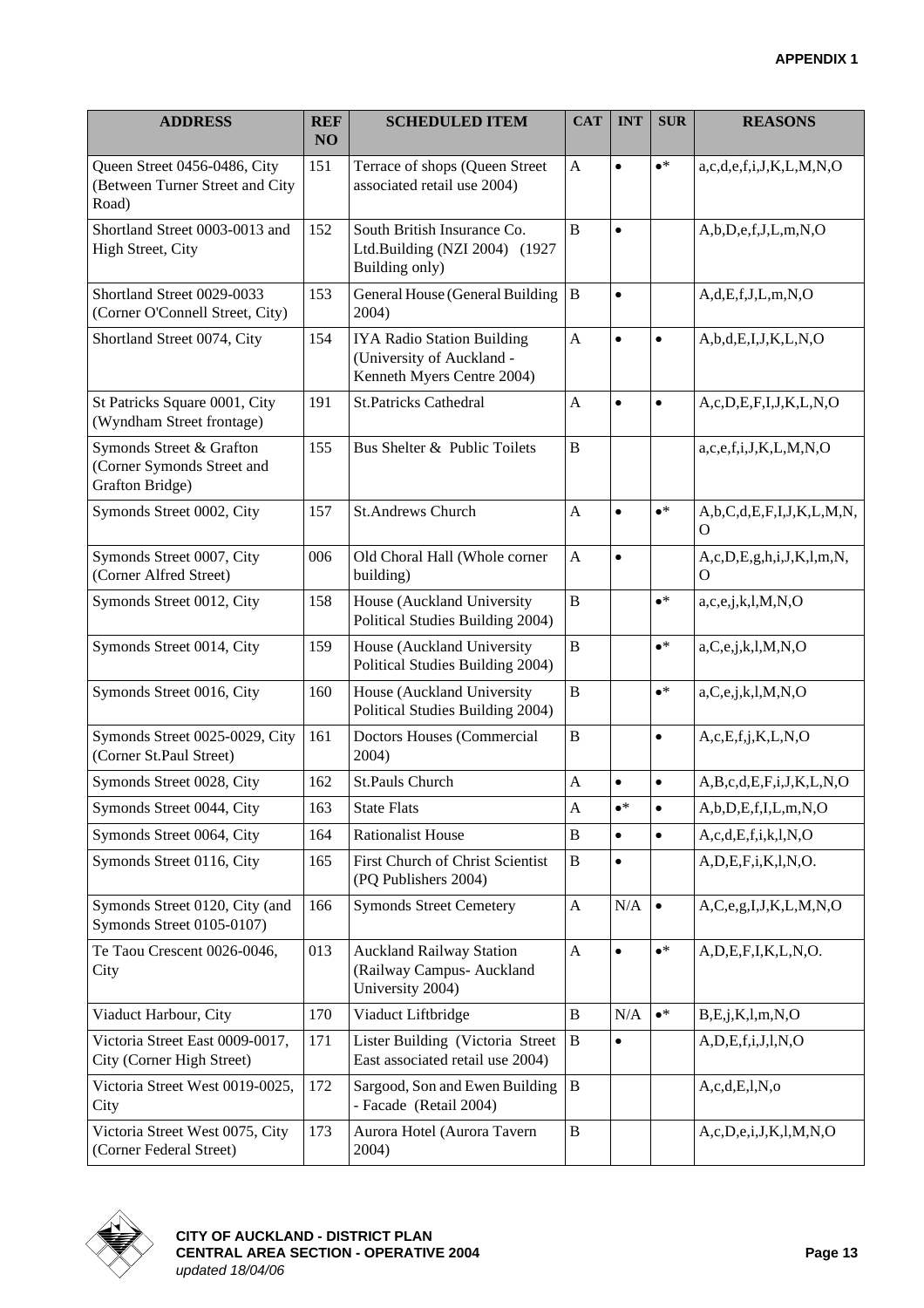**APPENDIX 1**

| ADDRESS | REF NO | SCHEDULED ITEM | CAT | INT | SUR | REASONS |
|---|---|---|---|---|---|---|
| Queen Street 0456-0486, City (Between Turner Street and City Road) | 151 | Terrace of shops (Queen Street associated retail use 2004) | A | • | •* | a,c,d,e,f,i,J,K,L,M,N,O |
| Shortland Street 0003-0013 and High Street, City | 152 | South British Insurance Co. Ltd.Building (NZI 2004) (1927 Building only) | B | • | | A,b,D,e,f,J,L,m,N,O |
| Shortland Street 0029-0033 (Corner O'Connell Street, City) | 153 | General House (General Building 2004) | B | • | | A,d,E,f,J,L,m,N,O |
| Shortland Street 0074, City | 154 | IYA Radio Station Building (University of Auckland - Kenneth Myers Centre 2004) | A | • | • | A,b,d,E,I,J,K,L,N,O |
| St Patricks Square 0001, City (Wyndham Street frontage) | 191 | St.Patricks Cathedral | A | • | • | A,c,D,E,F,I,J,K,L,N,O |
| Symonds Street & Grafton (Corner Symonds Street and Grafton Bridge) | 155 | Bus Shelter & Public Toilets | B | | | a,c,e,f,i,J,K,L,M,N,O |
| Symonds Street 0002, City | 157 | St.Andrews Church | A | • | •* | A,b,C,d,E,F,I,J,K,L,M,N,O |
| Symonds Street 0007, City (Corner Alfred Street) | 006 | Old Choral Hall (Whole corner building) | A | • | | A,c,D,E,g,h,i,J,K,l,m,N,O |
| Symonds Street 0012, City | 158 | House (Auckland University Political Studies Building 2004) | B | | •* | a,c,e,j,k,l,M,N,O |
| Symonds Street 0014, City | 159 | House (Auckland University Political Studies Building 2004) | B | | •* | a,C,e,j,k,l,M,N,O |
| Symonds Street 0016, City | 160 | House (Auckland University Political Studies Building 2004) | B | | •* | a,C,e,j,k,l,M,N,O |
| Symonds Street 0025-0029, City (Corner St.Paul Street) | 161 | Doctors Houses (Commercial 2004) | B | | • | A,c,E,f,j,K,L,N,O |
| Symonds Street 0028, City | 162 | St.Pauls Church | A | • | • | A,B,c,d,E,F,i,J,K,L,N,O |
| Symonds Street 0044, City | 163 | State Flats | A | •* | • | A,b,D,E,f,I,L,m,N,O |
| Symonds Street 0064, City | 164 | Rationalist House | B | • | • | A,c,d,E,f,i,k,l,N,O |
| Symonds Street 0116, City | 165 | First Church of Christ Scientist (PQ Publishers 2004) | B | • | | A,D,E,F,i,K,l,N,O. |
| Symonds Street 0120, City (and Symonds Street 0105-0107) | 166 | Symonds Street Cemetery | A | N/A | • | A,C,e,g,I,J,K,L,M,N,O |
| Te Taou Crescent 0026-0046, City | 013 | Auckland Railway Station (Railway Campus- Auckland University 2004) | A | • | •* | A,D,E,F,I,K,L,N,O. |
| Viaduct Harbour, City | 170 | Viaduct Liftbridge | B | N/A | •* | B,E,j,K,l,m,N,O |
| Victoria Street East 0009-0017, City (Corner High Street) | 171 | Lister Building (Victoria Street East associated retail use 2004) | B | • | | A,D,E,f,i,J,l,N,O |
| Victoria Street West 0019-0025, City | 172 | Sargood, Son and Ewen Building - Facade (Retail 2004) | B | | | A,c,d,E,l,N,o |
| Victoria Street West 0075, City (Corner Federal Street) | 173 | Aurora Hotel (Aurora Tavern 2004) | B | | | A,c,D,e,i,J,K,l,M,N,O |

**CITY OF AUCKLAND - DISTRICT PLAN**
**CENTRAL AREA SECTION - OPERATIVE 2004**
*updated 18/04/06*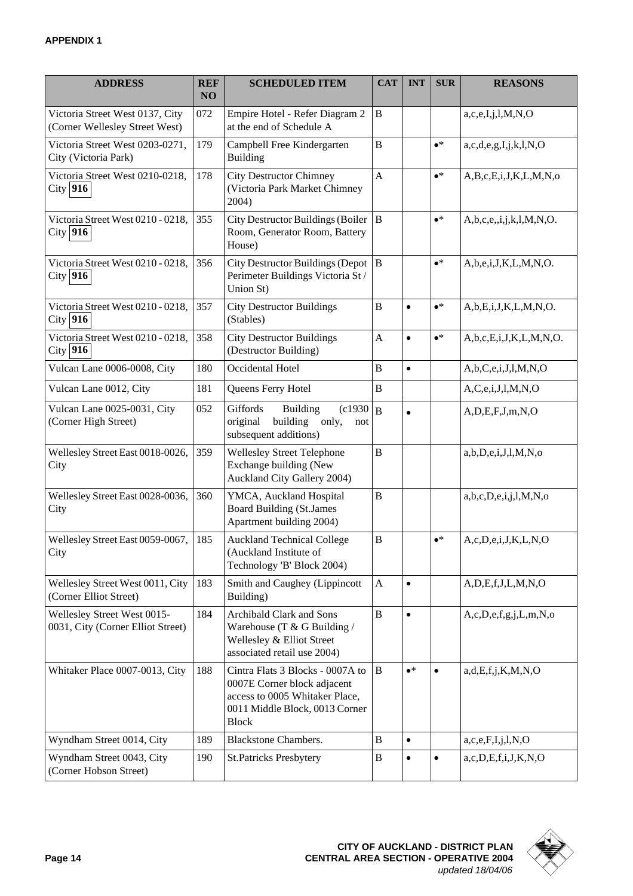**APPENDIX 1**

| ADDRESS | REF NO | SCHEDULED ITEM | CAT | INT | SUR | REASONS |
|---|---|---|---|---|---|---|
| Victoria Street West 0137, City (Corner Wellesley Street West) | 072 | Empire Hotel - Refer Diagram 2 at the end of Schedule A | B | | | a,c,e,I,j,l,M,N,O |
| Victoria Street West 0203-0271, City (Victoria Park) | 179 | Campbell Free Kindergarten Building | B | | •* | a,c,d,e,g,I,j,k,l,N,O |
| Victoria Street West 0210-0218, City **916** | 178 | City Destructor Chimney (Victoria Park Market Chimney 2004) | A | | •* | A,B,c,E,i,J,K,L,M,N,o |
| Victoria Street West 0210 - 0218, City **916** | 355 | City Destructor Buildings (Boiler Room, Generator Room, Battery House) | B | | •* | A,b,c,e,,i,j,k,l,M,N,O. |
| Victoria Street West 0210 - 0218, City **916** | 356 | City Destructor Buildings (Depot Perimeter Buildings Victoria St / Union St) | B | | •* | A,b,e,i,J,K,L,M,N,O. |
| Victoria Street West 0210 - 0218, City **916** | 357 | City Destructor Buildings (Stables) | B | • | •* | A,b,E,i,J,K,L,M,N,O. |
| Victoria Street West 0210 - 0218, City **916** | 358 | City Destructor Buildings (Destructor Building) | A | • | •* | A,b,c,E,i,J,K,L,M,N,O. |
| Vulcan Lane 0006-0008, City | 180 | Occidental Hotel | B | • | | A,b,C,e,i,J,l,M,N,O |
| Vulcan Lane 0012, City | 181 | Queens Ferry Hotel | B | | | A,C,e,i,J,l,M,N,O |
| Vulcan Lane 0025-0031, City (Corner High Street) | 052 | Giffords Building (c1930 original building only, not subsequent additions) | B | • | | A,D,E,F,J,m,N,O |
| Wellesley Street East 0018-0026, City | 359 | Wellesley Street Telephone Exchange building (New Auckland City Gallery 2004) | B | | | a,b,D,e,i,J,l,M,N,o |
| Wellesley Street East 0028-0036, City | 360 | YMCA, Auckland Hospital Board Building (St.James Apartment building 2004) | B | | | a,b,c,D,e,i,j,l,M,N,o |
| Wellesley Street East 0059-0067, City | 185 | Auckland Technical College (Auckland Institute of Technology 'B' Block 2004) | B | | •* | A,c,D,e,i,J,K,L,N,O |
| Wellesley Street West 0011, City (Corner Elliot Street) | 183 | Smith and Caughey (Lippincott Building) | A | • | | A,D,E,f,J,L,M,N,O |
| Wellesley Street West 0015-0031, City (Corner Elliot Street) | 184 | Archibald Clark and Sons Warehouse (T & G Building / Wellesley & Elliot Street associated retail use 2004) | B | • | | A,c,D,e,f,g,j,L,m,N,o |
| Whitaker Place 0007-0013, City | 188 | Cintra Flats 3 Blocks - 0007A to 0007E Corner block adjacent access to 0005 Whitaker Place, 0011 Middle Block, 0013 Corner Block | B | •* | • | a,d,E,f,j,K,M,N,O |
| Wyndham Street 0014, City | 189 | Blackstone Chambers. | B | • | | a,c,e,F,I,j,l,N,O |
| Wyndham Street 0043, City (Corner Hobson Street) | 190 | St.Patricks Presbytery | B | • | • | a,c,D,E,f,i,J,K,N,O |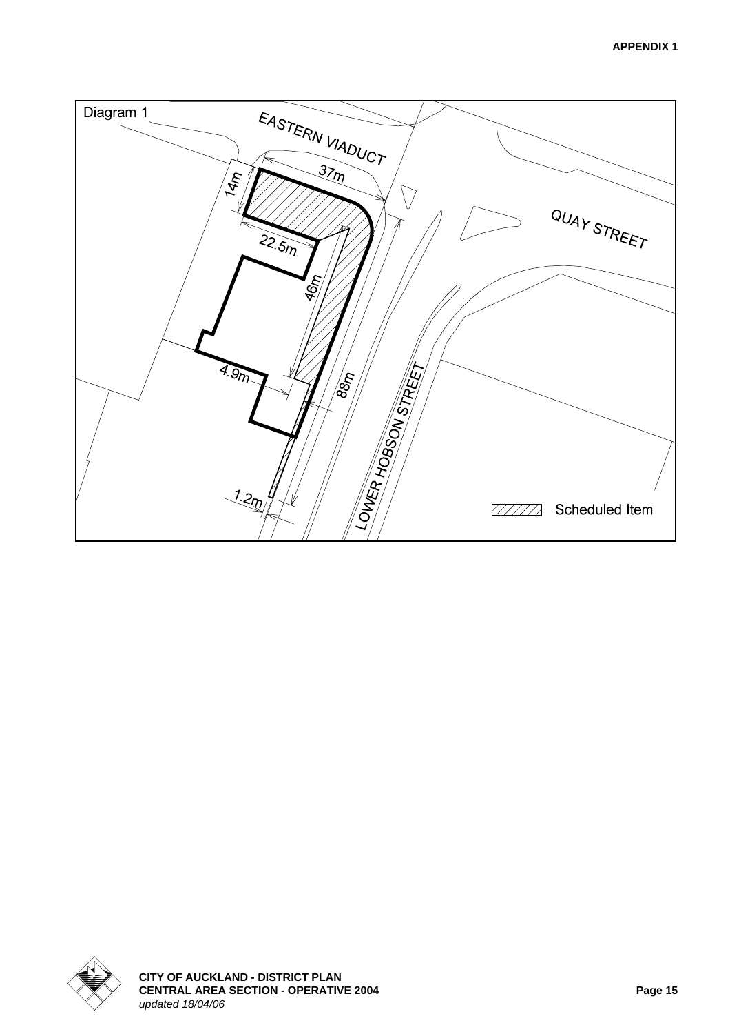APPENDIX 1

Diagram 1

EASTERN VIADUCT

QUAY STREET

LOWER HOBSON STREET

37m

14m

22.5m

46m

4.9m

88m

1.2m

Scheduled Item